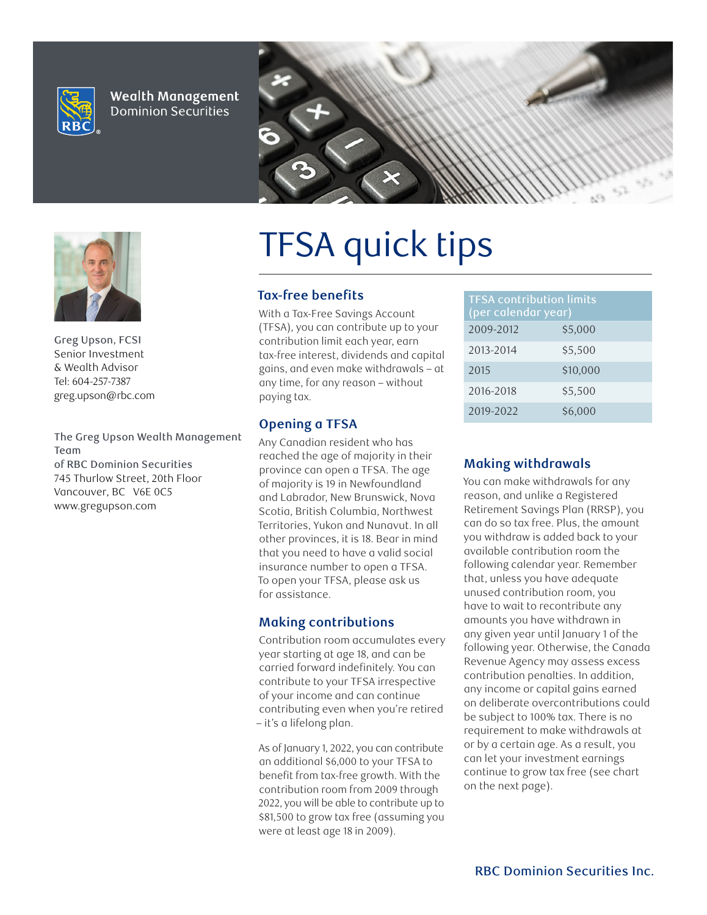Wealth Management
Dominion Securities

# TFSA quick tips

Greg Upson, FCSI
Senior Investment
& Wealth Advisor
Tel: 604-257-7387
greg.upson@rbc.com

The Greg Upson Wealth Management Team
of RBC Dominion Securities
745 Thurlow Street, 20th Floor
Vancouver, BC V6E 0C5
www.gregupson.com

## Tax-free benefits

With a Tax-Free Savings Account (TFSA), you can contribute up to your contribution limit each year, earn tax-free interest, dividends and capital gains, and even make withdrawals – at any time, for any reason – without paying tax.

## Opening a TFSA

Any Canadian resident who has reached the age of majority in their province can open a TFSA. The age of majority is 19 in Newfoundland and Labrador, New Brunswick, Nova Scotia, British Columbia, Northwest Territories, Yukon and Nunavut. In all other provinces, it is 18. Bear in mind that you need to have a valid social insurance number to open a TFSA. To open your TFSA, please ask us for assistance.

## Making contributions

Contribution room accumulates every year starting at age 18, and can be carried forward indefinitely. You can contribute to your TFSA irrespective of your income and can continue contributing even when you're retired – it's a lifelong plan.

As of January 1, 2022, you can contribute an additional $6,000 to your TFSA to benefit from tax-free growth. With the contribution room from 2009 through 2022, you will be able to contribute up to $81,500 to grow tax free (assuming you were at least age 18 in 2009).

| TFSA contribution limits (per calendar year) | |
|---|---|
| 2009-2012 | $5,000 |
| 2013-2014 | $5,500 |
| 2015 | $10,000 |
| 2016-2018 | $5,500 |
| 2019-2022 | $6,000 |

## Making withdrawals

You can make withdrawals for any reason, and unlike a Registered Retirement Savings Plan (RRSP), you can do so tax free. Plus, the amount you withdraw is added back to your available contribution room the following calendar year. Remember that, unless you have adequate unused contribution room, you have to wait to recontribute any amounts you have withdrawn in any given year until January 1 of the following year. Otherwise, the Canada Revenue Agency may assess excess contribution penalties. In addition, any income or capital gains earned on deliberate overcontributions could be subject to 100% tax. There is no requirement to make withdrawals at or by a certain age. As a result, you can let your investment earnings continue to grow tax free (see chart on the next page).

RBC Dominion Securities Inc.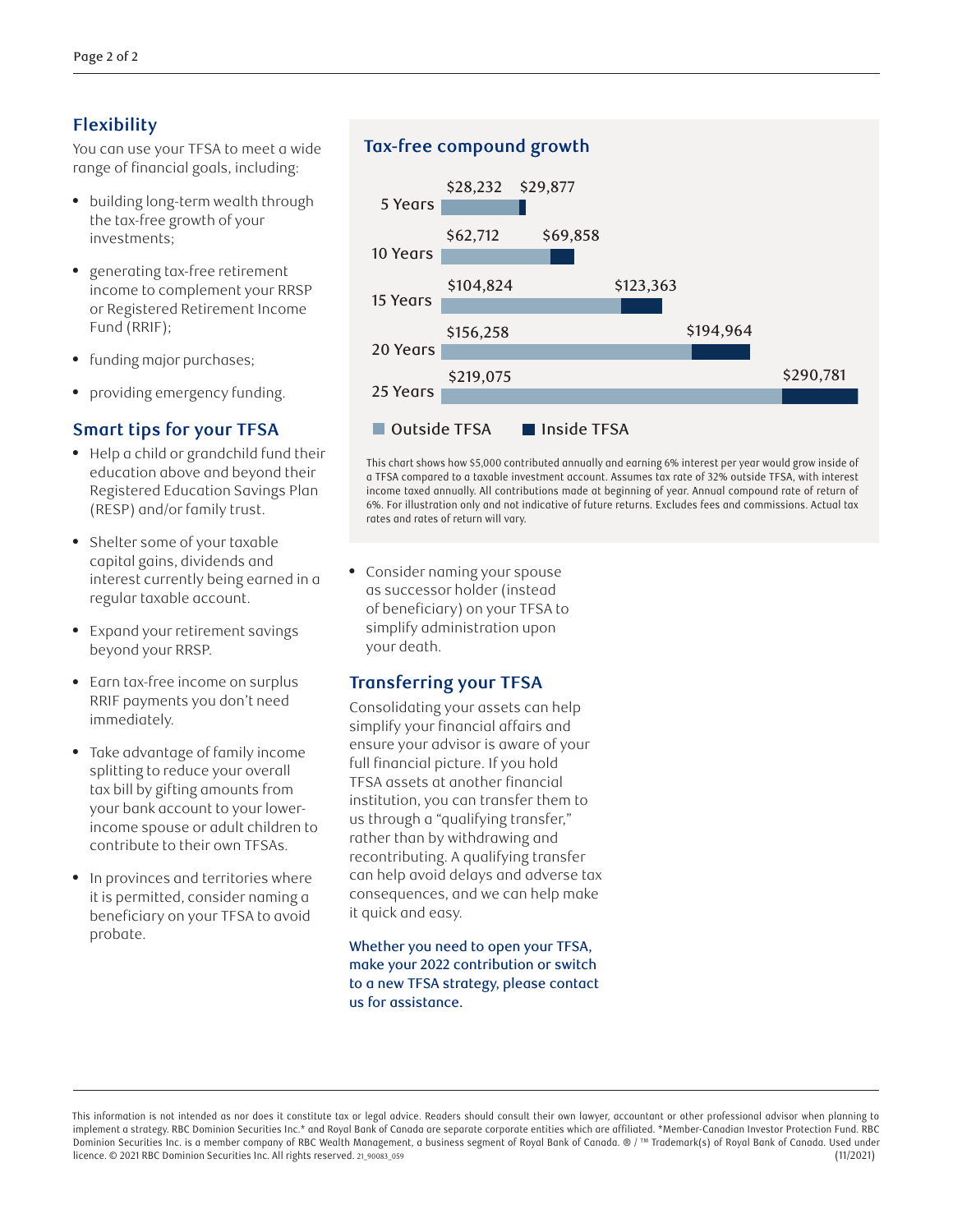## Flexibility

You can use your TFSA to meet a wide range of financial goals, including:

- building long-term wealth through the tax-free growth of your investments;
- generating tax-free retirement income to complement your RRSP or Registered Retirement Income Fund (RRIF);
- funding major purchases;
- providing emergency funding.

## Smart tips for your TFSA

- Help a child or grandchild fund their education above and beyond their Registered Education Savings Plan (RESP) and/or family trust.
- Shelter some of your taxable capital gains, dividends and interest currently being earned in a regular taxable account.
- Expand your retirement savings beyond your RRSP.
- Earn tax-free income on surplus RRIF payments you don't need immediately.
- Take advantage of family income splitting to reduce your overall tax bill by gifting amounts from your bank account to your lower-income spouse or adult children to contribute to their own TFSAs.
- In provinces and territories where it is permitted, consider naming a beneficiary on your TFSA to avoid probate.

## Tax-free compound growth

5 Years $28,232 $29,877
10 Years $62,712 $69,858
15 Years $104,824 $123,363
20 Years $156,258 $194,964
25 Years $219,075 $290,781

Outside TFSA
Inside TFSA

This chart shows how $5,000 contributed annually and earning 6% interest per year would grow inside of a TFSA compared to a taxable investment account. Assumes tax rate of 32% outside TFSA, with interest income taxed annually. All contributions made at beginning of year. Annual compound rate of return of 6%. For illustration only and not indicative of future returns. Excludes fees and commissions. Actual tax rates and rates of return will vary.

- Consider naming your spouse as successor holder (instead of beneficiary) on your TFSA to simplify administration upon your death.

## Transferring your TFSA

Consolidating your assets can help simplify your financial affairs and ensure your advisor is aware of your full financial picture. If you hold TFSA assets at another financial institution, you can transfer them to us through a "qualifying transfer," rather than by withdrawing and recontributing. A qualifying transfer can help avoid delays and adverse tax consequences, and we can help make it quick and easy.

**Whether you need to open your TFSA, make your 2022 contribution or switch to a new TFSA strategy, please contact us for assistance.**

This information is not intended as nor does it constitute tax or legal advice. Readers should consult their own lawyer, accountant or other professional advisor when planning to implement a strategy. RBC Dominion Securities Inc.* and Royal Bank of Canada are separate corporate entities which are affiliated. *Member-Canadian Investor Protection Fund. RBC Dominion Securities Inc. is a member company of RBC Wealth Management, a business segment of Royal Bank of Canada. ® / ™ Trademark(s) of Royal Bank of Canada. Used under licence. © 2021 RBC Dominion Securities Inc. All rights reserved. 21_90083_059 (11/2021)